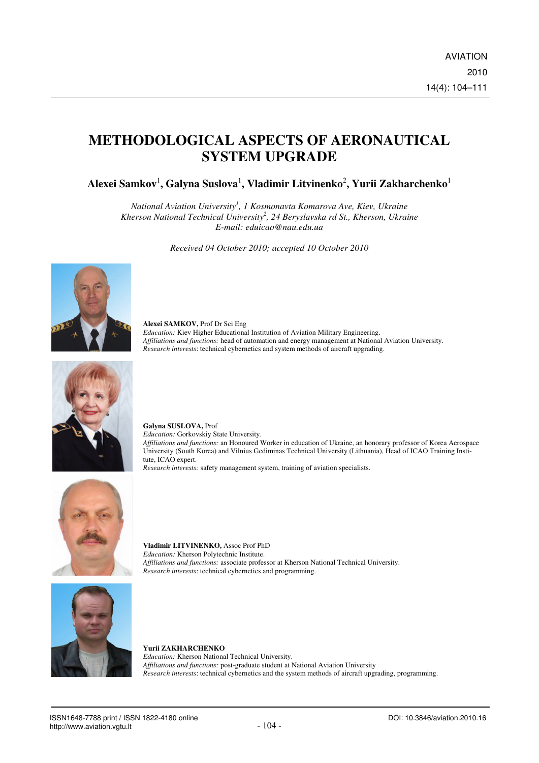# METHODOLOGICAL ASPECTS OF AERONAUTICAL SYSTEM UPGRADE

**Alexei Samkov[1], Galyna Suslova[1], Vladimir Litvinenko[2], Yurii Zakharchenko[1]**

*National Aviation University[1], 1 Kosmonavta Komarova Ave, Kiev, Ukraine*
*Kherson National Technical University[2], 24 Beryslavska rd St., Kherson, Ukraine*
*E-mail: eduicao@nau.edu.ua*

*Received 04 October 2010; accepted 10 October 2010*

**Alexei SAMKOV,** Prof Dr Sci Eng
*Education:* Kiev Higher Educational Institution of Aviation Military Engineering.
*Affiliations and functions:* head of automation and energy management at National Aviation University.
*Research interests*: technical cybernetics and system methods of aircraft upgrading.

**Galyna SUSLOVA,** Prof
*Education:* Gorkovskiy State University.
*Affiliations and functions:* an Honoured Worker in education of Ukraine, an honorary professor of Korea Aerospace University (South Korea) and Vilnius Gediminas Technical University (Lithuania), Head of ICAO Training Institute, ICAO expert.
*Research interests:* safety management system, training of aviation specialists.

**Vladimir LITVINENKO,** Assoc Prof PhD
*Education:* Kherson Polytechnic Institute.
*Affiliations and functions:* associate professor at Kherson National Technical University.
*Research interests*: technical cybernetics and programming.

**Yurii ZAKHARCHENKO**
*Education:* Kherson National Technical University.
*Affiliations and functions:* post-graduate student at National Aviation University
*Research interests*: technical cybernetics and the system methods of aircraft upgrading, programming.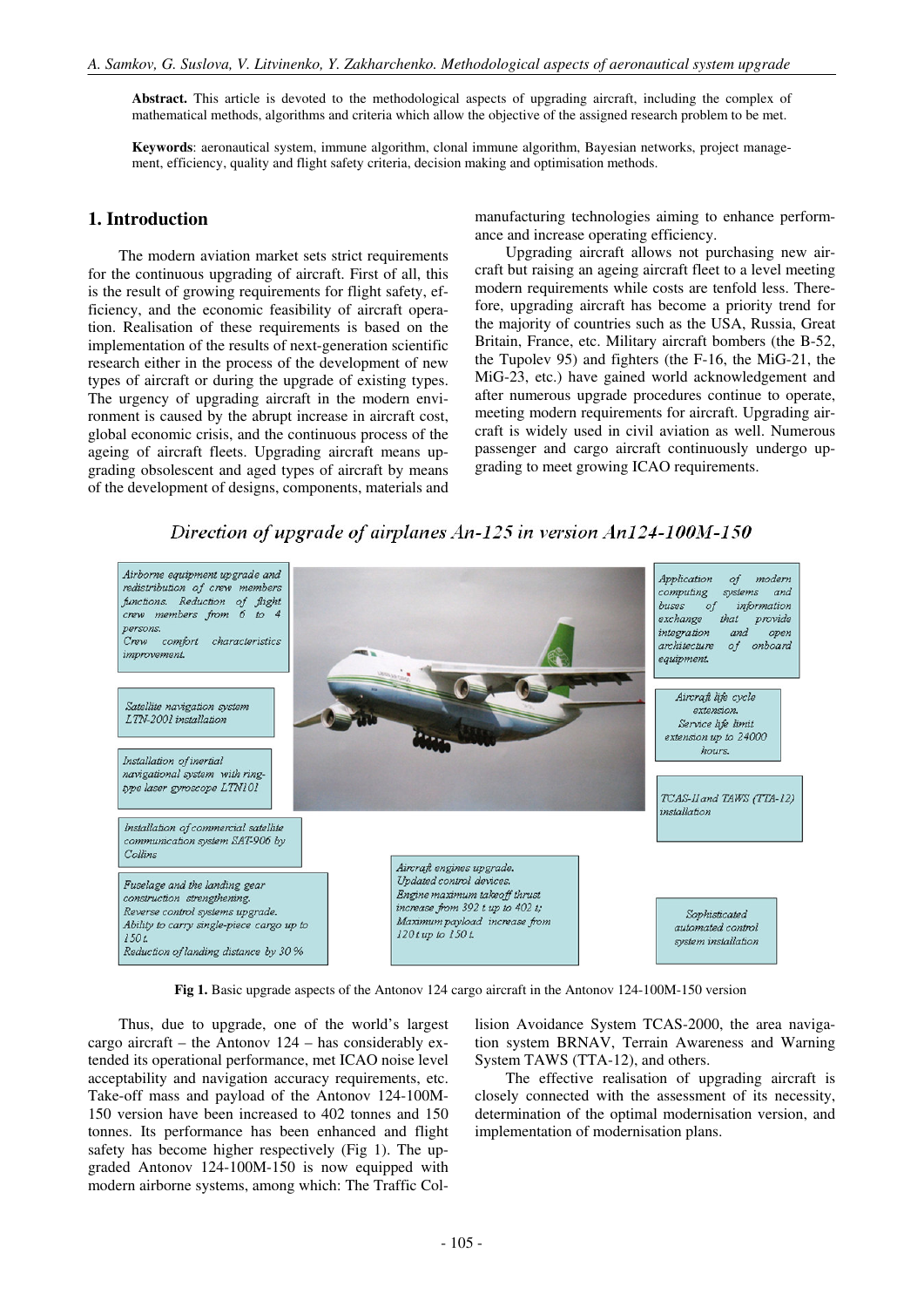**Abstract.** This article is devoted to the methodological aspects of upgrading aircraft, including the complex of mathematical methods, algorithms and criteria which allow the objective of the assigned research problem to be met.

**Keywords**: aeronautical system, immune algorithm, clonal immune algorithm, Bayesian networks, project management, efficiency, quality and flight safety criteria, decision making and optimisation methods.

## 1. Introduction

The modern aviation market sets strict requirements for the continuous upgrading of aircraft. First of all, this is the result of growing requirements for flight safety, efficiency, and the economic feasibility of aircraft operation. Realisation of these requirements is based on the implementation of the results of next-generation scientific research either in the process of the development of new types of aircraft or during the upgrade of existing types. The urgency of upgrading aircraft in the modern environment is caused by the abrupt increase in aircraft cost, global economic crisis, and the continuous process of the ageing of aircraft fleets. Upgrading aircraft means upgrading obsolescent and aged types of aircraft by means of the development of designs, components, materials and manufacturing technologies aiming to enhance performance and increase operating efficiency.

Upgrading aircraft allows not purchasing new aircraft but raising an ageing aircraft fleet to a level meeting modern requirements while costs are tenfold less. Therefore, upgrading aircraft has become a priority trend for the majority of countries such as the USA, Russia, Great Britain, France, etc. Military aircraft bombers (the B-52, the Tupolev 95) and fighters (the F-16, the MiG-21, the MiG-23, etc.) have gained world acknowledgement and after numerous upgrade procedures continue to operate, meeting modern requirements for aircraft. Upgrading aircraft is widely used in civil aviation as well. Numerous passenger and cargo aircraft continuously undergo upgrading to meet growing ICAO requirements.

*Direction of upgrade of airplanes An-125 in version An124-100M-150*

*Airborne equipment upgrade and redistribution of crew members functions. Reduction of flight crew members from 6 to 4 persons. Crew comfort characteristics improvement.*

*Satellite navigation system LTN-2001 installation*

*Installation of inertial navigational system with ring-type laser gyroscope LTN101*

*Installation of commercial satellite communication system SAT-906 by Collins*

*Fuselage and the landing gear construction strengthening. Reverse control systems upgrade. Ability to carry single-piece cargo up to 150 t. Reduction of landing distance by 30 %*

*Aircraft engines upgrade. Updated control devices. Engine maximum takeoff thrust increase from 392 t up to 402 t; Maximum payload increase from 120 t up to 150 t.*

*Application of modern computing systems and buses of information exchange that provide integration and open architecture of onboard equipment.*

*Aircraft life cycle extension. Service life limit extension up to 24000 hours.*

*TCAS-II and TAWS (TTA-12) installation*

*Sophisticated automated control system installation*

**Fig 1.** Basic upgrade aspects of the Antonov 124 cargo aircraft in the Antonov 124-100M-150 version

Thus, due to upgrade, one of the world's largest cargo aircraft – the Antonov 124 – has considerably extended its operational performance, met ICAO noise level acceptability and navigation accuracy requirements, etc. Take-off mass and payload of the Antonov 124-100M-150 version have been increased to 402 tonnes and 150 tonnes. Its performance has been enhanced and flight safety has become higher respectively (Fig 1). The upgraded Antonov 124-100M-150 is now equipped with modern airborne systems, among which: The Traffic Collision Avoidance System TCAS-2000, the area navigation system BRNAV, Terrain Awareness and Warning System TAWS (TTA-12), and others.

The effective realisation of upgrading aircraft is closely connected with the assessment of its necessity, determination of the optimal modernisation version, and implementation of modernisation plans.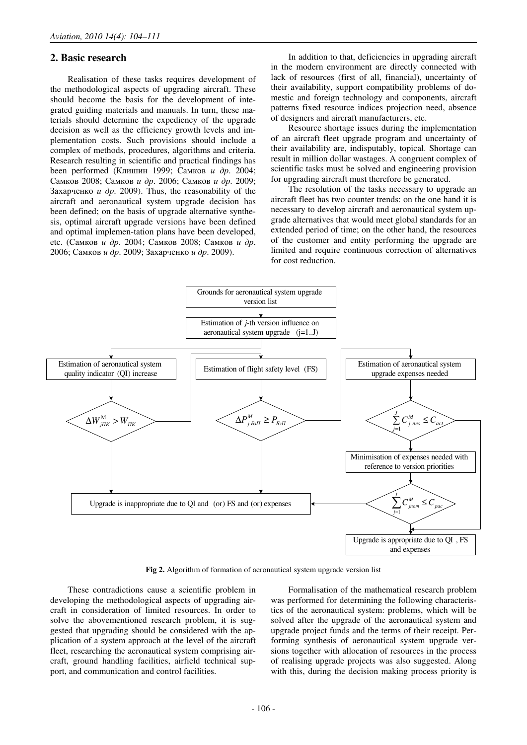## 2. Basic research

Realisation of these tasks requires development of the methodological aspects of upgrading aircraft. These should become the basis for the development of integrated guiding materials and manuals. In turn, these materials should determine the expediency of the upgrade decision as well as the efficiency growth levels and implementation costs. Such provisions should include a complex of methods, procedures, algorithms and criteria. Research resulting in scientific and practical findings has been performed (Клишин 1999; Самков *и др*. 2004; Самков 2008; Самков *и др*. 2006; Самков *и др*. 2009; Захарченко *и др*. 2009). Thus, the reasonability of the aircraft and aeronautical system upgrade decision has been defined; on the basis of upgrade alternative synthesis, optimal aircraft upgrade versions have been defined and optimal implemen-tation plans have been developed, etc. (Самков *и др*. 2004; Самков 2008; Самков *и др*. 2006; Самков *и др*. 2009; Захарченко *и др*. 2009).

In addition to that, deficiencies in upgrading aircraft in the modern environment are directly connected with lack of resources (first of all, financial), uncertainty of their availability, support compatibility problems of domestic and foreign technology and components, aircraft patterns fixed resource indices projection need, absence of designers and aircraft manufacturers, etc.

Resource shortage issues during the implementation of an aircraft fleet upgrade program and uncertainty of their availability are, indisputably, topical. Shortage can result in million dollar wastages. A congruent complex of scientific tasks must be solved and engineering provision for upgrading aircraft must therefore be generated.

The resolution of the tasks necessary to upgrade an aircraft fleet has two counter trends: on the one hand it is necessary to develop aircraft and aeronautical system upgrade alternatives that would meet global standards for an extended period of time; on the other hand, the resources of the customer and entity performing the upgrade are limited and require continuous correction of alternatives for cost reduction.

```
Grounds for aeronautical system upgrade version list
        |
Estimation of j-th version influence on aeronautical system upgrade (j=1..J)
        |
   +-----------------------------+-----------------------------+
   |                             |                             |
Estimation of aeronautical     Estimation of flight         Estimation of aeronautical system
system quality indicator       safety level (FS)            upgrade expenses needed
(QI) increase
   |                             |                             |
ΔW^M_jПК > W_ПК               ΔP^M_jБзП ≥ P_БзП             Σ_{j=1}^{J} C^M_{j nes} ≤ C_act
   |                             |                             |
   |                             |              Minimisation of expenses needed with
   |                             |              reference to version priorities
   |                             |                             |
Upgrade is inappropriate due to QI and (or) FS    <---   Σ_{j=1}^{J} C^M_{jnom} ≤ C_pac
and (or) expenses                                              |
                                                 Upgrade is appropriate due to QI, FS
                                                 and expenses
```

**Fig 2.** Algorithm of formation of aeronautical system upgrade version list

These contradictions cause a scientific problem in developing the methodological aspects of upgrading aircraft in consideration of limited resources. In order to solve the abovementioned research problem, it is suggested that upgrading should be considered with the application of a system approach at the level of the aircraft fleet, researching the aeronautical system comprising aircraft, ground handling facilities, airfield technical support, and communication and control facilities.

Formalisation of the mathematical research problem was performed for determining the following characteristics of the aeronautical system: problems, which will be solved after the upgrade of the aeronautical system and upgrade project funds and the terms of their receipt. Performing synthesis of aeronautical system upgrade versions together with allocation of resources in the process of realising upgrade projects was also suggested. Along with this, during the decision making process priority is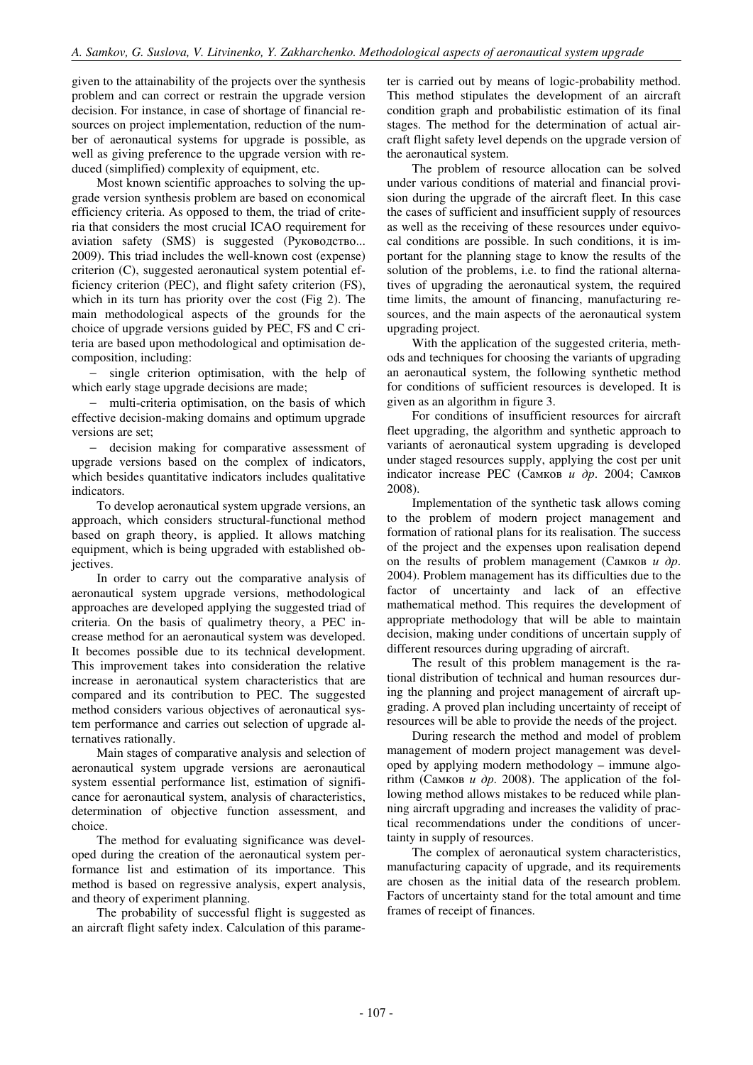given to the attainability of the projects over the synthesis problem and can correct or restrain the upgrade version decision. For instance, in case of shortage of financial resources on project implementation, reduction of the number of aeronautical systems for upgrade is possible, as well as giving preference to the upgrade version with reduced (simplified) complexity of equipment, etc.

Most known scientific approaches to solving the upgrade version synthesis problem are based on economical efficiency criteria. As opposed to them, the triad of criteria that considers the most crucial ICAO requirement for aviation safety (SMS) is suggested (Руководство... 2009). This triad includes the well-known cost (expense) criterion (C), suggested aeronautical system potential efficiency criterion (PEC), and flight safety criterion (FS), which in its turn has priority over the cost (Fig 2). The main methodological aspects of the grounds for the choice of upgrade versions guided by PEC, FS and C criteria are based upon methodological and optimisation decomposition, including:

- single criterion optimisation, with the help of which early stage upgrade decisions are made;
- multi-criteria optimisation, on the basis of which effective decision-making domains and optimum upgrade versions are set;
- decision making for comparative assessment of upgrade versions based on the complex of indicators, which besides quantitative indicators includes qualitative indicators.

To develop aeronautical system upgrade versions, an approach, which considers structural-functional method based on graph theory, is applied. It allows matching equipment, which is being upgraded with established objectives.

In order to carry out the comparative analysis of aeronautical system upgrade versions, methodological approaches are developed applying the suggested triad of criteria. On the basis of qualimetry theory, a PEC increase method for an aeronautical system was developed. It becomes possible due to its technical development. This improvement takes into consideration the relative increase in aeronautical system characteristics that are compared and its contribution to PEC. The suggested method considers various objectives of aeronautical system performance and carries out selection of upgrade alternatives rationally.

Main stages of comparative analysis and selection of aeronautical system upgrade versions are aeronautical system essential performance list, estimation of significance for aeronautical system, analysis of characteristics, determination of objective function assessment, and choice.

The method for evaluating significance was developed during the creation of the aeronautical system performance list and estimation of its importance. This method is based on regressive analysis, expert analysis, and theory of experiment planning.

The probability of successful flight is suggested as an aircraft flight safety index. Calculation of this parameter is carried out by means of logic-probability method. This method stipulates the development of an aircraft condition graph and probabilistic estimation of its final stages. The method for the determination of actual aircraft flight safety level depends on the upgrade version of the aeronautical system.

The problem of resource allocation can be solved under various conditions of material and financial provision during the upgrade of the aircraft fleet. In this case the cases of sufficient and insufficient supply of resources as well as the receiving of these resources under equivocal conditions are possible. In such conditions, it is important for the planning stage to know the results of the solution of the problems, i.e. to find the rational alternatives of upgrading the aeronautical system, the required time limits, the amount of financing, manufacturing resources, and the main aspects of the aeronautical system upgrading project.

With the application of the suggested criteria, methods and techniques for choosing the variants of upgrading an aeronautical system, the following synthetic method for conditions of sufficient resources is developed. It is given as an algorithm in figure 3.

For conditions of insufficient resources for aircraft fleet upgrading, the algorithm and synthetic approach to variants of aeronautical system upgrading is developed under staged resources supply, applying the cost per unit indicator increase PEC (Самков *и др*. 2004; Самков 2008).

Implementation of the synthetic task allows coming to the problem of modern project management and formation of rational plans for its realisation. The success of the project and the expenses upon realisation depend on the results of problem management (Самков *и др*. 2004). Problem management has its difficulties due to the factor of uncertainty and lack of an effective mathematical method. This requires the development of appropriate methodology that will be able to maintain decision, making under conditions of uncertain supply of different resources during upgrading of aircraft.

The result of this problem management is the rational distribution of technical and human resources during the planning and project management of aircraft upgrading. A proved plan including uncertainty of receipt of resources will be able to provide the needs of the project.

During research the method and model of problem management of modern project management was developed by applying modern methodology – immune algorithm (Самков *и др*. 2008). The application of the following method allows mistakes to be reduced while planning aircraft upgrading and increases the validity of practical recommendations under the conditions of uncertainty in supply of resources.

The complex of aeronautical system characteristics, manufacturing capacity of upgrade, and its requirements are chosen as the initial data of the research problem. Factors of uncertainty stand for the total amount and time frames of receipt of finances.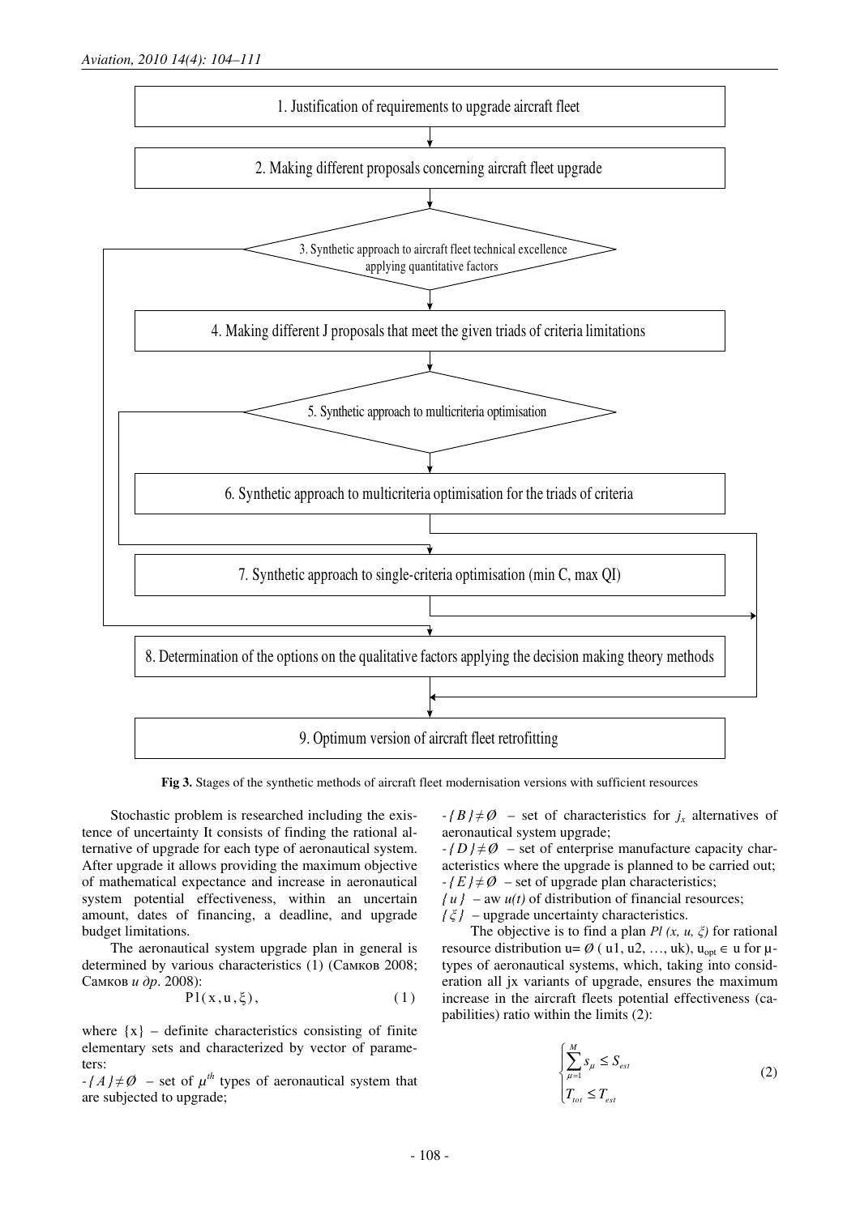1. Justification of requirements to upgrade aircraft fleet

2. Making different proposals concerning aircraft fleet upgrade

3. Synthetic approach to aircraft fleet technical excellence applying quantitative factors

4. Making different J proposals that meet the given triads of criteria limitations

5. Synthetic approach to multicriteria optimisation

6. Synthetic approach to multicriteria optimisation for the triads of criteria

7. Synthetic approach to single-criteria optimisation (min C, max QI)

8. Determination of the options on the qualitative factors applying the decision making theory methods

9. Optimum version of aircraft fleet retrofitting

**Fig 3.** Stages of the synthetic methods of aircraft fleet modernisation versions with sufficient resources

Stochastic problem is researched including the existence of uncertainty It consists of finding the rational alternative of upgrade for each type of aeronautical system. After upgrade it allows providing the maximum objective of mathematical expectance and increase in aeronautical system potential effectiveness, within an uncertain amount, dates of financing, a deadline, and upgrade budget limitations.

The aeronautical system upgrade plan in general is determined by various characteristics (1) (Самков 2008; Самков *и др*. 2008):

$$P1(x, u, \xi), \tag{1}$$

where $\{x\}$ – definite characteristics consisting of finite elementary sets and characterized by vector of parameters:

- $\{A\} \neq \varnothing$ – set of $\mu^{th}$ types of aeronautical system that are subjected to upgrade;
- $\{B\} \neq \varnothing$ – set of characteristics for $j_x$ alternatives of aeronautical system upgrade;
- $\{D\} \neq \varnothing$ – set of enterprise manufacture capacity characteristics where the upgrade is planned to be carried out;
- $\{E\} \neq \varnothing$ – set of upgrade plan characteristics;

$\{u\}$ – aw $u(t)$ of distribution of financial resources;

$\{\xi\}$ – upgrade uncertainty characteristics.

The objective is to find a plan $Pl\ (x, u, \xi)$ for rational resource distribution $u = \varnothing$ ( u1, u2, …, uk), $u_{opt} \in u$ for μ-types of aeronautical systems, which, taking into consideration all jx variants of upgrade, ensures the maximum increase in the aircraft fleets potential effectiveness (capabilities) ratio within the limits (2):

$$\begin{cases} \sum_{\mu=1}^{M} s_{\mu} \leq S_{est} \\ T_{tot} \leq T_{est} \end{cases} \tag{2}$$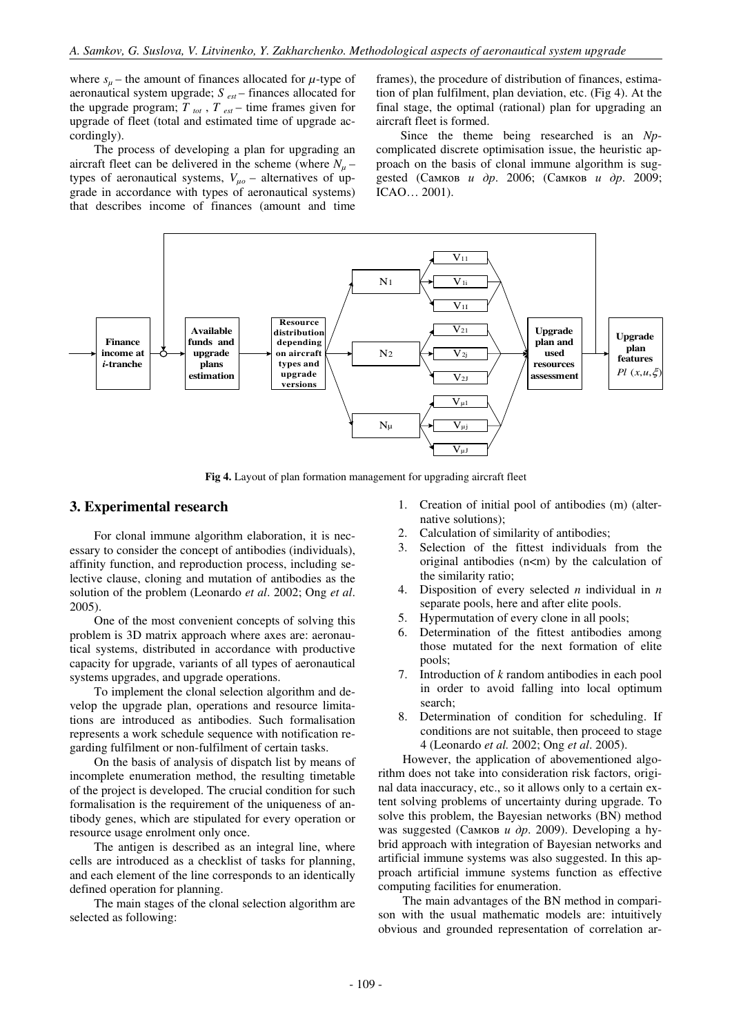where $s_\mu$ – the amount of finances allocated for $\mu$-type of aeronautical system upgrade; $S_{est}$ – finances allocated for the upgrade program; $T_{tot}$ , $T_{est}$ – time frames given for upgrade of fleet (total and estimated time of upgrade accordingly).

The process of developing a plan for upgrading an aircraft fleet can be delivered in the scheme (where $N_\mu$ – types of aeronautical systems, $V_{\mu o}$ – alternatives of upgrade in accordance with types of aeronautical systems) that describes income of finances (amount and time frames), the procedure of distribution of finances, estimation of plan fulfilment, plan deviation, etc. (Fig 4). At the final stage, the optimal (rational) plan for upgrading an aircraft fleet is formed.

Since the theme being researched is an *Np*-complicated discrete optimisation issue, the heuristic approach on the basis of clonal immune algorithm is suggested (Самков *и др*. 2006; (Самков *и др*. 2009; ICAO… 2001).

**Fig 4.** Layout of plan formation management for upgrading aircraft fleet

## 3. Experimental research

For clonal immune algorithm elaboration, it is necessary to consider the concept of antibodies (individuals), affinity function, and reproduction process, including selective clause, cloning and mutation of antibodies as the solution of the problem (Leonardo *et al*. 2002; Ong *et al*. 2005).

One of the most convenient concepts of solving this problem is 3D matrix approach where axes are: aeronautical systems, distributed in accordance with productive capacity for upgrade, variants of all types of aeronautical systems upgrades, and upgrade operations.

To implement the clonal selection algorithm and develop the upgrade plan, operations and resource limitations are introduced as antibodies. Such formalisation represents a work schedule sequence with notification regarding fulfilment or non-fulfilment of certain tasks.

On the basis of analysis of dispatch list by means of incomplete enumeration method, the resulting timetable of the project is developed. The crucial condition for such formalisation is the requirement of the uniqueness of antibody genes, which are stipulated for every operation or resource usage enrolment only once.

The antigen is described as an integral line, where cells are introduced as a checklist of tasks for planning, and each element of the line corresponds to an identically defined operation for planning.

The main stages of the clonal selection algorithm are selected as following:

1. Creation of initial pool of antibodies (m) (alternative solutions);
2. Calculation of similarity of antibodies;
3. Selection of the fittest individuals from the original antibodies (n<m) by the calculation of the similarity ratio;
4. Disposition of every selected *n* individual in *n* separate pools, here and after elite pools.
5. Hypermutation of every clone in all pools;
6. Determination of the fittest antibodies among those mutated for the next formation of elite pools;
7. Introduction of *k* random antibodies in each pool in order to avoid falling into local optimum search;
8. Determination of condition for scheduling. If conditions are not suitable, then proceed to stage 4 (Leonardo *et al.* 2002; Ong *et al*. 2005).

However, the application of abovementioned algorithm does not take into consideration risk factors, original data inaccuracy, etc., so it allows only to a certain extent solving problems of uncertainty during upgrade. To solve this problem, the Bayesian networks (BN) method was suggested (Самков *и др*. 2009). Developing a hybrid approach with integration of Bayesian networks and artificial immune systems was also suggested. In this approach artificial immune systems function as effective computing facilities for enumeration.

The main advantages of the BN method in comparison with the usual mathematic models are: intuitively obvious and grounded representation of correlation ar-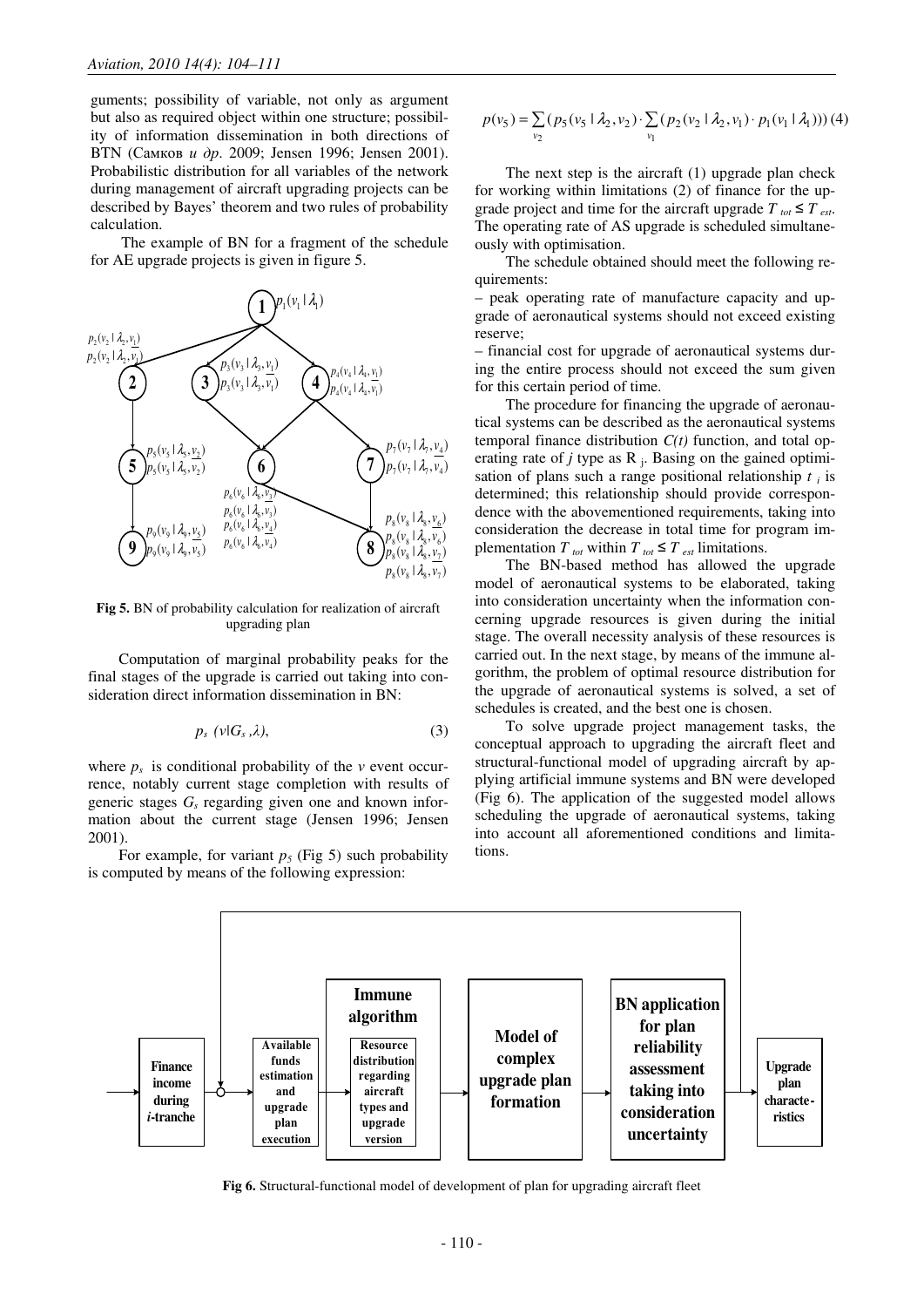guments; possibility of variable, not only as argument but also as required object within one structure; possibility of information dissemination in both directions of BTN (Самков *и др.* 2009; Jensen 1996; Jensen 2001). Probabilistic distribution for all variables of the network during management of aircraft upgrading projects can be described by Bayes' theorem and two rules of probability calculation.

The example of BN for a fragment of the schedule for AE upgrade projects is given in figure 5.

**Fig 5.** BN of probability calculation for realization of aircraft upgrading plan

Computation of marginal probability peaks for the final stages of the upgrade is carried out taking into consideration direct information dissemination in BN:

$$p_s \ (v|G_s, \lambda), \tag{3}$$

where $p_s$ is conditional probability of the $v$ event occurrence, notably current stage completion with results of generic stages $G_s$ regarding given one and known information about the current stage (Jensen 1996; Jensen 2001).

For example, for variant $p_5$ (Fig 5) such probability is computed by means of the following expression:

$$p(v_5) = \sum_{v_2} (p_5(v_5 \mid \lambda_2, v_2) \cdot \sum_{v_1} (p_2(v_2 \mid \lambda_2, v_1) \cdot p_1(v_1 \mid \lambda_1))) \tag{4}$$

The next step is the aircraft (1) upgrade plan check for working within limitations (2) of finance for the upgrade project and time for the aircraft upgrade $T_{tot} \leq T_{est}$. The operating rate of AS upgrade is scheduled simultaneously with optimisation.

The schedule obtained should meet the following requirements:

– peak operating rate of manufacture capacity and upgrade of aeronautical systems should not exceed existing reserve;

– financial cost for upgrade of aeronautical systems during the entire process should not exceed the sum given for this certain period of time.

The procedure for financing the upgrade of aeronautical systems can be described as the aeronautical systems temporal finance distribution $C(t)$ function, and total operating rate of $j$ type as $R_j$. Basing on the gained optimisation of plans such a range positional relationship $t_i$ is determined; this relationship should provide correspondence with the abovementioned requirements, taking into consideration the decrease in total time for program implementation $T_{tot}$ within $T_{tot} \leq T_{est}$ limitations.

The BN-based method has allowed the upgrade model of aeronautical systems to be elaborated, taking into consideration uncertainty when the information concerning upgrade resources is given during the initial stage. The overall necessity analysis of these resources is carried out. In the next stage, by means of the immune algorithm, the problem of optimal resource distribution for the upgrade of aeronautical systems is solved, a set of schedules is created, and the best one is chosen.

To solve upgrade project management tasks, the conceptual approach to upgrading the aircraft fleet and structural-functional model of upgrading aircraft by applying artificial immune systems and BN were developed (Fig 6). The application of the suggested model allows scheduling the upgrade of aeronautical systems, taking into account all aforementioned conditions and limitations.

**Fig 6.** Structural-functional model of development of plan for upgrading aircraft fleet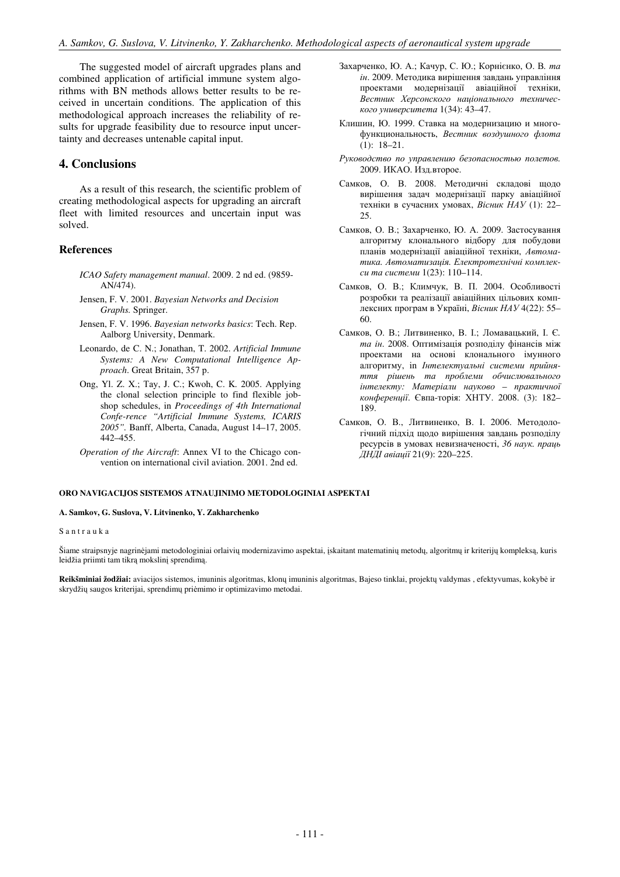The suggested model of aircraft upgrades plans and combined application of artificial immune system algorithms with BN methods allows better results to be received in uncertain conditions. The application of this methodological approach increases the reliability of results for upgrade feasibility due to resource input uncertainty and decreases untenable capital input.

## 4. Conclusions

As a result of this research, the scientific problem of creating methodological aspects for upgrading an aircraft fleet with limited resources and uncertain input was solved.

## References

*ICAO Safety management manual*. 2009. 2 nd ed. (9859-AN/474).

Jensen, F. V. 2001. *Bayesian Networks and Decision Graphs.* Springer.

Jensen, F. V. 1996. *Bayesian networks basics*: Tech. Rep. Aalborg University, Denmark.

Leonardo, de C. N.; Jonathan, T. 2002. *Artificial Immune Systems: A New Computational Intelligence Approach*. Great Britain, 357 p.

Ong, Yl. Z. X.; Tay, J. C.; Kwoh, C. K. 2005. Applying the clonal selection principle to find flexible job-shop schedules, in *Proceedings of 4th International Confe-rence "Artificial Immune Systems, ICARIS 2005"*. Banff, Alberta, Canada, August 14–17, 2005. 442–455.

*Operation of the Aircraft*: Annex VI to the Chicago convention on international civil aviation. 2001. 2nd ed.

Захарченко, Ю. А.; Качур, С. Ю.; Корнієнко, О. В. *та ін*. 2009. Методика вирішення завдань управління проектами модернізації авіаційної техніки, *Вестник Херсонского национального технического университета* 1(34): 43–47.

Клишин, Ю. 1999. Ставка на модернизацию и многофункциональность, *Вестник воздушного флота* (1): 18–21.

*Руководство по управлению безопасностью полетов.* 2009. ИКАО. Изд.второе.

Самков, О. В. 2008. Методичні складові щодо вирішення задач модернізації парку авіаційної техніки в сучасних умовах, *Вісник НАУ* (1): 22–25.

Самков, О. В.; Захарченко, Ю. А. 2009. Застосування алгоритму клонального відбору для побудови планів модернізації авіаційної техніки, *Автоматика. Автоматизація. Електротехнічні комплекси та системи* 1(23): 110–114.

Самков, О. В.; Климчук, В. П. 2004. Особливості розробки та реалізації авіаційних цільових комплексних програм в Україні, *Вісник НАУ* 4(22): 55–60.

Самков, О. В.; Литвиненко, В. І.; Ломавацький, І. Є. *та ін*. 2008. Оптимізація розподілу финансів між проектами на основі клонального імунного алгоритму, in *Інтелектуальні системи прийняття рішень та проблеми обчислювального інтелекту: Матеріали науково – практичної конференції*. Євпа-торія: ХНТУ. 2008. (3): 182–189.

Самков, О. В., Литвиненко, В. І. 2006. Методологічний підхід щодо вирішення завдань розподілу ресурсів в умовах невизначеності, *36 наук. праць ДНДІ авіації* 21(9): 220–225.

**ORO NAVIGACIJOS SISTEMOS ATNAUJINIMO METODOLOGINIAI ASPEKTAI**

**A. Samkov, G. Suslova, V. Litvinenko, Y. Zakharchenko**

Santrauka

Šiame straipsnyje nagrinėjami metodologiniai orlaivių modernizavimo aspektai, įskaitant matematinių metodų, algoritmų ir kriterijų kompleksą, kuris leidžia priimti tam tikrą mokslinį sprendimą.

**Reikšminiai žodžiai:** aviacijos sistemos, imuninis algoritmas, klonų imuninis algoritmas, Bajeso tinklai, projektų valdymas , efektyvumas, kokybė ir skrydžių saugos kriterijai, sprendimų priėmimo ir optimizavimo metodai.